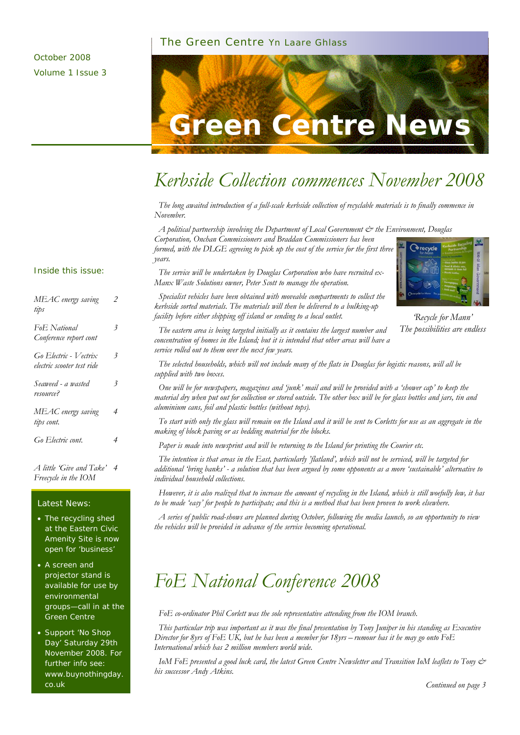October 2008
Volume 1 Issue 3

The Green Centre Yn Laare Ghlass

# Green Centre News

## Kerbside Collection commences November 2008

*The long awaited introduction of a full-scale kerbside collection of recyclable materials is to finally commence in November.*

*A political partnership involving the Department of Local Government & the Environment, Douglas Corporation, Onchan Commissioners and Braddan Commissioners has been formed, with the DLGE agreeing to pick up the cost of the service for the first three years.*

*The service will be undertaken by Douglas Corporation who have recruited ex-Manx Waste Solutions owner, Peter Scott to manage the operation.*

*Specialist vehicles have been obtained with moveable compartments to collect the kerbside sorted materials. The materials will then be delivered to a bulking-up facility before either shipping off island or sending to a local outlet.*

*'Recycle for Mann' The possibilities are endless*

*The eastern area is being targeted initially as it contains the largest number and concentration of homes in the Island; but it is intended that other areas will have a service rolled out to them over the next few years.*

*The selected households, which will not include many of the flats in Douglas for logistic reasons, will all be supplied with two boxes.*

*One will be for newspapers, magazines and 'junk' mail and will be provided with a 'shower cap' to keep the material dry when put out for collection or stored outside. The other box will be for glass bottles and jars, tin and aluminium cans, foil and plastic bottles (without tops).*

*To start with only the glass will remain on the Island and it will be sent to Corletts for use as an aggregate in the making of block paving or as bedding material for the blocks.*

*Paper is made into newsprint and will be returning to the Island for printing the Courier etc.*

*The intention is that areas in the East, particularly 'flatland', which will not be serviced, will be targeted for additional 'bring banks' - a solution that has been argued by some opponents as a more 'sustainable' alternative to individual household collections.*

*However, it is also realized that to increase the amount of recycling in the Island, which is still woefully low, it has to be made 'easy' for people to participate; and this is a method that has been proven to work elsewhere.*

*A series of public road-shows are planned during October, following the media launch, so an opportunity to view the vehicles will be provided in advance of the service becoming operational.*

## FoE National Conference 2008

*FoE co-ordinator Phil Corlett was the sole representative attending from the IOM branch.*

*This particular trip was important as it was the final presentation by Tony Juniper in his standing as Executive Director for 8yrs of FoE UK, but he has been a member for 18yrs – rumour has it he may go onto FoE International which has 2 million members world wide.*

*IoM FoE presented a good luck card, the latest Green Centre Newsletter and Transition IoM leaflets to Tony & his successor Andy Atkins.*

*Continued on page 3*

### Inside this issue:

| | |
|---|---|
| *MEAC energy saving tips* | 2 |
| *FoE National Conference report cont* | 3 |
| *Go Electric - Vectrix electric scooter test ride* | 3 |
| *Seaweed - a wasted resource?* | 3 |
| *MEAC energy saving tips cont.* | 4 |
| *Go Electric cont.* | 4 |
| *A little 'Give and Take' Freecycle in the IOM* | 4 |

### Latest News:

- The recycling shed at the Eastern Civic Amenity Site is now open for 'business'
- A screen and projector stand is available for use by environmental groups—call in at the Green Centre
- Support 'No Shop Day' Saturday 29th November 2008. For further info see: www.buynothingday.co.uk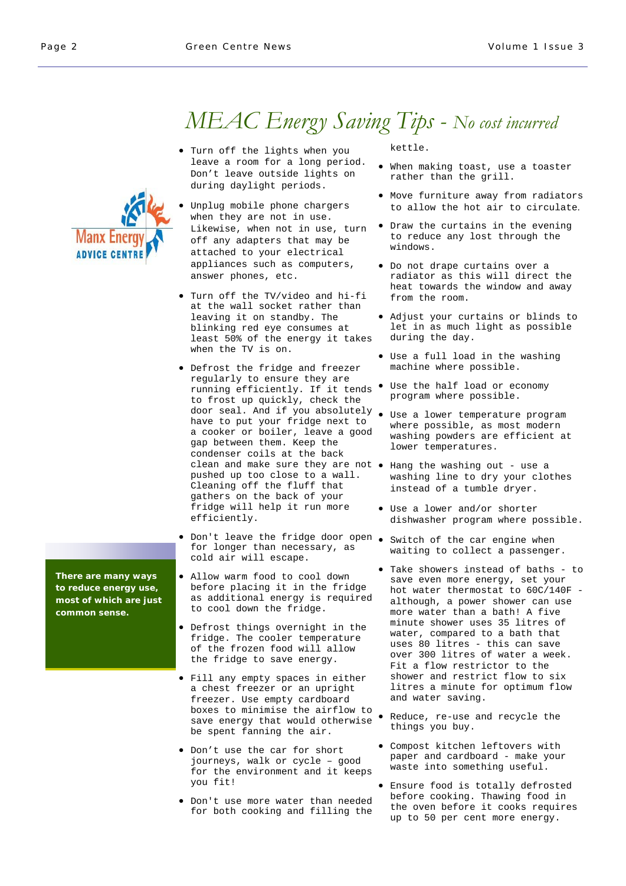# MEAC Energy Saving Tips - *No cost incurred*

**There are many ways to reduce energy use, most of which are just common sense.**

- Turn off the lights when you leave a room for a long period. Don't leave outside lights on during daylight periods.
- Unplug mobile phone chargers when they are not in use. Likewise, when not in use, turn off any adapters that may be attached to your electrical appliances such as computers, answer phones, etc.
- Turn off the TV/video and hi-fi at the wall socket rather than leaving it on standby. The blinking red eye consumes at least 50% of the energy it takes when the TV is on.
- Defrost the fridge and freezer regularly to ensure they are running efficiently. If it tends to frost up quickly, check the door seal. And if you absolutely have to put your fridge next to a cooker or boiler, leave a good gap between them. Keep the condenser coils at the back clean and make sure they are not pushed up too close to a wall. Cleaning off the fluff that gathers on the back of your fridge will help it run more efficiently.
- Don't leave the fridge door open for longer than necessary, as cold air will escape.
- Allow warm food to cool down before placing it in the fridge as additional energy is required to cool down the fridge.
- Defrost things overnight in the fridge. The cooler temperature of the frozen food will allow the fridge to save energy.
- Fill any empty spaces in either a chest freezer or an upright freezer. Use empty cardboard boxes to minimise the airflow to save energy that would otherwise be spent fanning the air.
- Don't use the car for short journeys, walk or cycle – good for the environment and it keeps you fit!
- Don't use more water than needed for both cooking and filling the kettle.
- When making toast, use a toaster rather than the grill.
- Move furniture away from radiators to allow the hot air to circulate.
- Draw the curtains in the evening to reduce any lost through the windows.
- Do not drape curtains over a radiator as this will direct the heat towards the window and away from the room.
- Adjust your curtains or blinds to let in as much light as possible during the day.
- Use a full load in the washing machine where possible.
- Use the half load or economy program where possible.
- Use a lower temperature program where possible, as most modern washing powders are efficient at lower temperatures.
- Hang the washing out - use a washing line to dry your clothes instead of a tumble dryer.
- Use a lower and/or shorter dishwasher program where possible.
- Switch of the car engine when waiting to collect a passenger.
- Take showers instead of baths - to save even more energy, set your hot water thermostat to 60C/140F - although, a power shower can use more water than a bath! A five minute shower uses 35 litres of water, compared to a bath that uses 80 litres - this can save over 300 litres of water a week. Fit a flow restrictor to the shower and restrict flow to six litres a minute for optimum flow and water saving.
- Reduce, re-use and recycle the things you buy.
- Compost kitchen leftovers with paper and cardboard - make your waste into something useful.
- Ensure food is totally defrosted before cooking. Thawing food in the oven before it cooks requires up to 50 per cent more energy.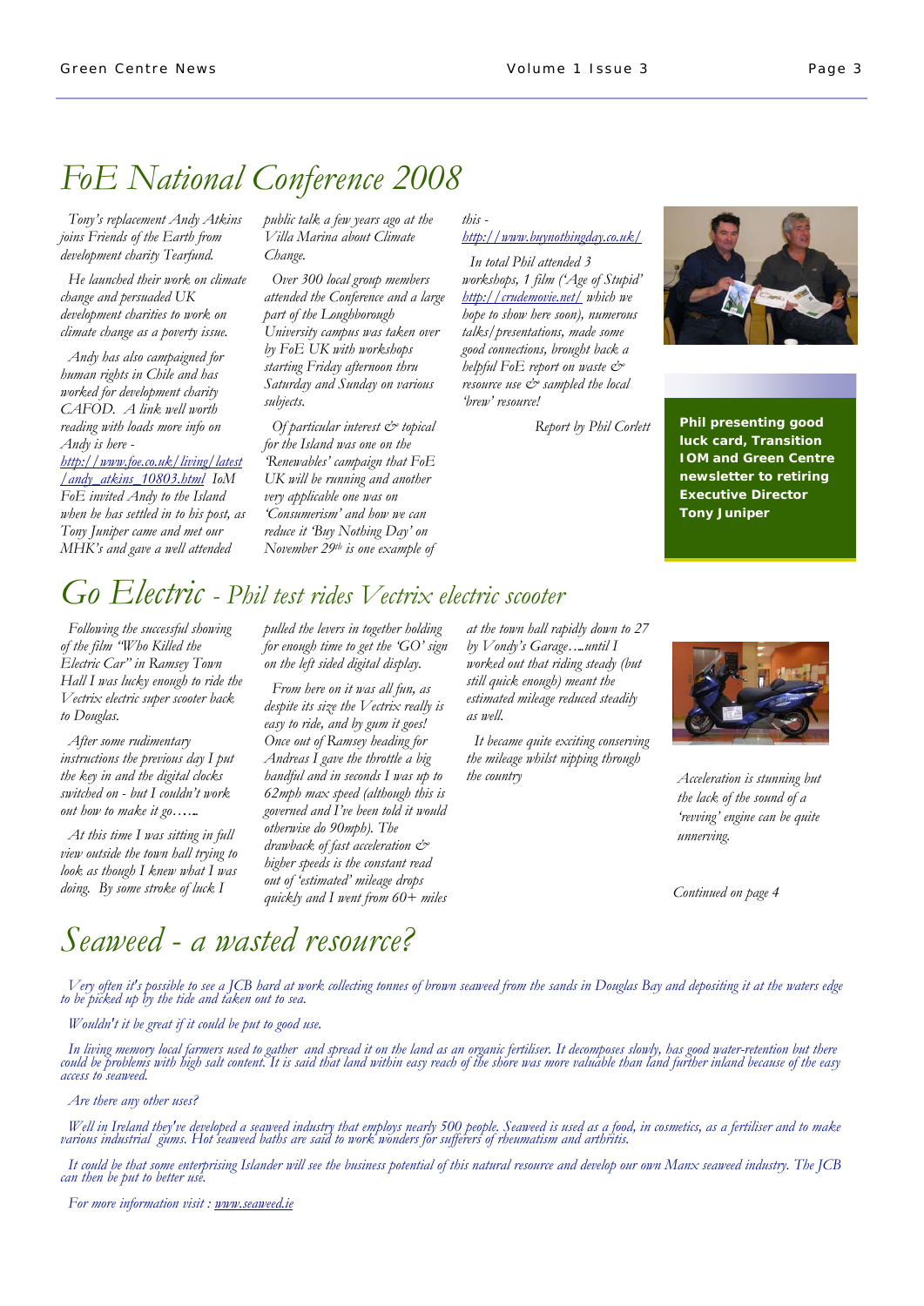# FoE National Conference 2008

*Tony's replacement Andy Atkins joins Friends of the Earth from development charity Tearfund.*

*He launched their work on climate change and persuaded UK development charities to work on climate change as a poverty issue.*

*Andy has also campaigned for human rights in Chile and has worked for development charity CAFOD. A link well worth reading with loads more info on Andy is here - http://www.foe.co.uk/living/latest/andy_atkins_10803.html IoM FoE invited Andy to the Island when he has settled in to his post, as Tony Juniper came and met our MHK's and gave a well attended public talk a few years ago at the Villa Marina about Climate Change.*

*Over 300 local group members attended the Conference and a large part of the Loughborough University campus was taken over by FoE UK with workshops starting Friday afternoon thru Saturday and Sunday on various subjects.*

*Of particular interest & topical for the Island was one on the 'Renewables' campaign that FoE UK will be running and another very applicable one was on 'Consumerism' and how we can reduce it 'Buy Nothing Day' on November 29th is one example of this - http://www.buynothingday.co.uk/*

*In total Phil attended 3 workshops, 1 film ('Age of Stupid' http://crudemovie.net/ which we hope to show here soon), numerous talks/presentations, made some good connections, brought back a helpful FoE report on waste & resource use & sampled the local 'brew' resource!*

*Report by Phil Corlett*

**Phil presenting good luck card, Transition IOM and Green Centre newsletter to retiring Executive Director Tony Juniper**

# Go Electric - *Phil test rides Vectrix electric scooter*

*Following the successful showing of the film "Who Killed the Electric Car" in Ramsey Town Hall I was lucky enough to ride the Vectrix electric super scooter back to Douglas.*

*After some rudimentary instructions the previous day I put the key in and the digital clocks switched on - but I couldn't work out how to make it go…..*

*At this time I was sitting in full view outside the town hall trying to look as though I knew what I was doing. By some stroke of luck I pulled the levers in together holding for enough time to get the 'GO' sign on the left sided digital display.*

*From here on it was all fun, as despite its size the Vectrix really is easy to ride, and by gum it goes! Once out of Ramsey heading for Andreas I gave the throttle a big handful and in seconds I was up to 62mph max speed (although this is governed and I've been told it would otherwise do 90mph). The drawback of fast acceleration & higher speeds is the constant read out of 'estimated' mileage drops quickly and I went from 60+ miles at the town hall rapidly down to 27 by Vondy's Garage….until I worked out that riding steady (but still quick enough) meant the estimated mileage reduced steadily as well.*

*It became quite exciting conserving the mileage whilst nipping through the country*

*Acceleration is stunning but the lack of the sound of a 'revving' engine can be quite unnerving.*

*Continued on page 4*

# Seaweed - a wasted resource?

*Very often it's possible to see a JCB hard at work collecting tonnes of brown seaweed from the sands in Douglas Bay and depositing it at the waters edge to be picked up by the tide and taken out to sea.*

*Wouldn't it be great if it could be put to good use.*

*In living memory local farmers used to gather and spread it on the land as an organic fertiliser. It decomposes slowly, has good water-retention but there could be problems with high salt content. It is said that land within easy reach of the shore was more valuable than land further inland because of the easy access to seaweed.*

*Are there any other uses?*

*Well in Ireland they've developed a seaweed industry that employs nearly 500 people. Seaweed is used as a food, in cosmetics, as a fertiliser and to make various industrial gums. Hot seaweed baths are said to work wonders for sufferers of rheumatism and arthritis.*

*It could be that some enterprising Islander will see the business potential of this natural resource and develop our own Manx seaweed industry. The JCB can then be put to better use.*

*For more information visit : www.seaweed.ie*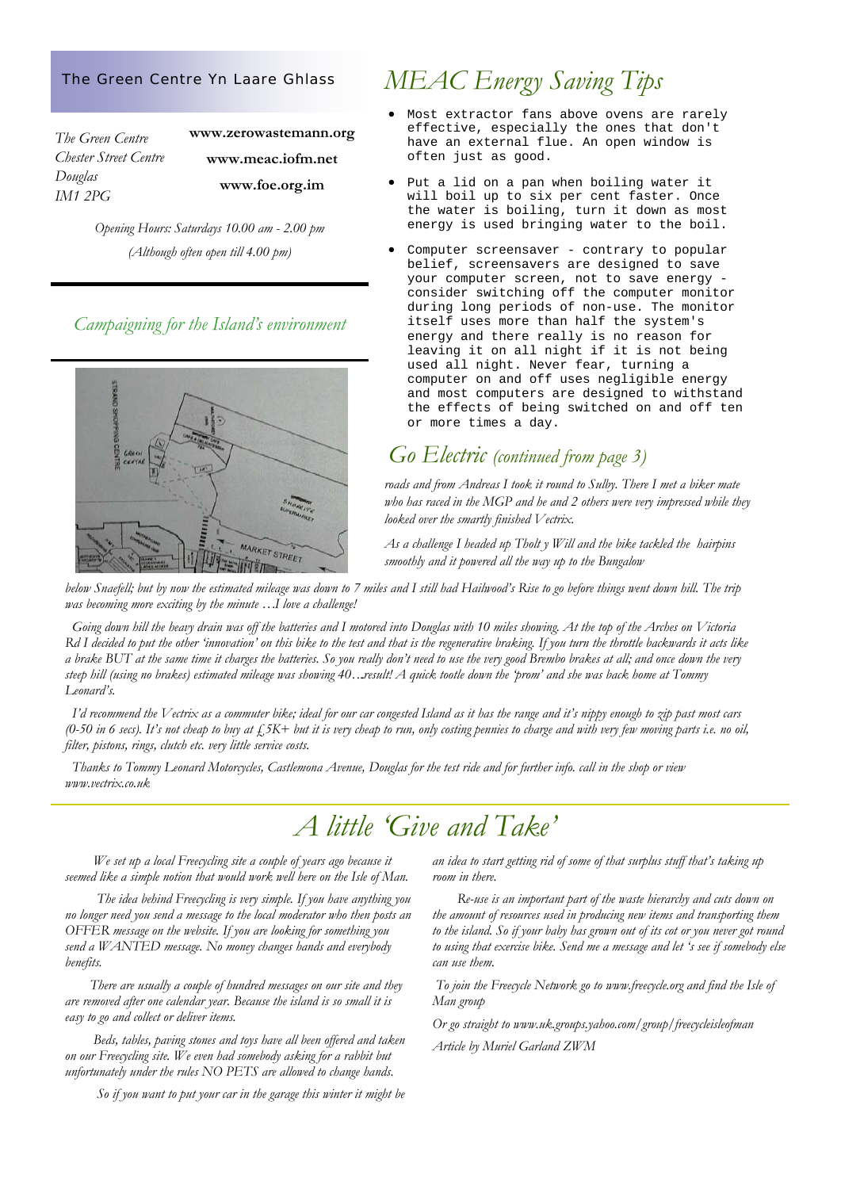## The Green Centre Yn Laare Ghlass

*The Green Centre*
*Chester Street Centre*
*Douglas*
*IM1 2PG*

**www.zerowastemann.org**

**www.meac.iofm.net**

**www.foe.org.im**

*Opening Hours: Saturdays 10.00 am - 2.00 pm*
*(Although often open till 4.00 pm)*

*Campaigning for the Island's environment*

# *MEAC Energy Saving Tips*

- Most extractor fans above ovens are rarely effective, especially the ones that don't have an external flue. An open window is often just as good.
- Put a lid on a pan when boiling water it will boil up to six per cent faster. Once the water is boiling, turn it down as most energy is used bringing water to the boil.
- Computer screensaver - contrary to popular belief, screensavers are designed to save your computer screen, not to save energy - consider switching off the computer monitor during long periods of non-use. The monitor itself uses more than half the system's energy and there really is no reason for leaving it on all night if it is not being used all night. Never fear, turning a computer on and off uses negligible energy and most computers are designed to withstand the effects of being switched on and off ten or more times a day.

## *Go Electric (continued from page 3)*

*roads and from Andreas I took it round to Sulby. There I met a biker mate who has raced in the MGP and he and 2 others were very impressed while they looked over the smartly finished Vectrix.*

*As a challenge I headed up Tholt y Will and the bike tackled the hairpins smoothly and it powered all the way up to the Bungalow below Snaefell; but by now the estimated mileage was down to 7 miles and I still had Hailwood's Rise to go before things went down hill. The trip was becoming more exciting by the minute …I love a challenge!*

*Going down hill the heavy drain was off the batteries and I motored into Douglas with 10 miles showing. At the top of the Arches on Victoria Rd I decided to put the other 'innovation' on this bike to the test and that is the regenerative braking. If you turn the throttle backwards it acts like a brake BUT at the same time it charges the batteries. So you really don't need to use the very good Brembo brakes at all; and once down the very steep hill (using no brakes) estimated mileage was showing 40…result! A quick tootle down the 'prom' and she was back home at Tommy Leonard's.*

*I'd recommend the Vectrix as a commuter bike; ideal for our car congested Island as it has the range and it's nippy enough to zip past most cars (0-50 in 6 secs). It's not cheap to buy at £5K+ but it is very cheap to run, only costing pennies to charge and with very few moving parts i.e. no oil, filter, pistons, rings, clutch etc. very little service costs.*

*Thanks to Tommy Leonard Motorcycles, Castlemona Avenue, Douglas for the test ride and for further info. call in the shop or view www.vectrix.co.uk*

# *A little 'Give and Take'*

*We set up a local Freecycling site a couple of years ago because it seemed like a simple notion that would work well here on the Isle of Man.*

*The idea behind Freecycling is very simple. If you have anything you no longer need you send a message to the local moderator who then posts an OFFER message on the website. If you are looking for something you send a WANTED message. No money changes hands and everybody benefits.*

*There are usually a couple of hundred messages on our site and they are removed after one calendar year. Because the island is so small it is easy to go and collect or deliver items.*

*Beds, tables, paving stones and toys have all been offered and taken on our Freecycling site. We even had somebody asking for a rabbit but unfortunately under the rules NO PETS are allowed to change hands.*

*So if you want to put your car in the garage this winter it might be an idea to start getting rid of some of that surplus stuff that's taking up room in there.*

*Re-use is an important part of the waste hierarchy and cuts down on the amount of resources used in producing new items and transporting them to the island. So if your baby has grown out of its cot or you never got round to using that exercise bike. Send me a message and let 's see if somebody else can use them.*

*To join the Freecycle Network go to www.freecycle.org and find the Isle of Man group*

*Or go straight to www.uk.groups.yahoo.com/group/freecycleisleofman*

*Article by Muriel Garland ZWM*